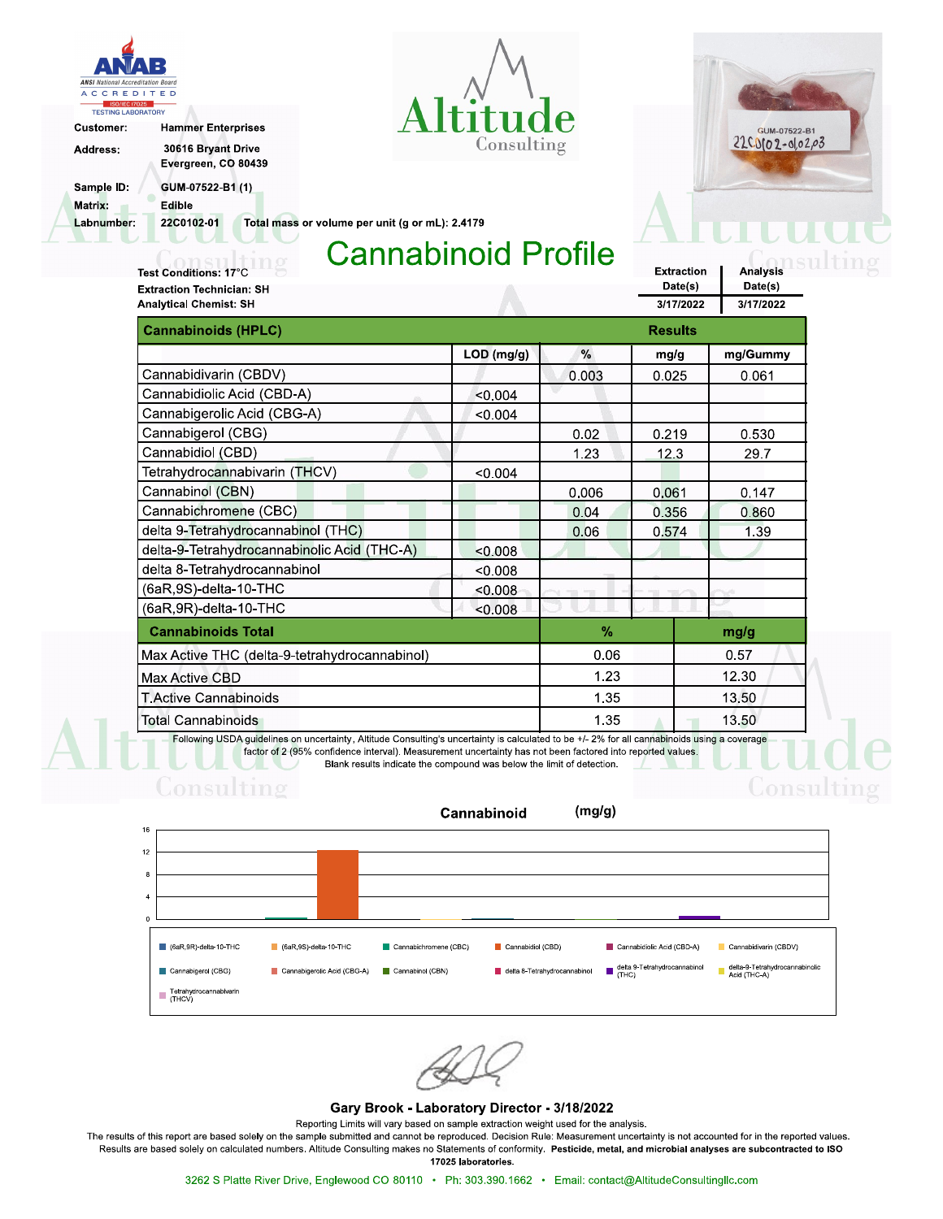ANAB — ANSI National Accreditation Board — ACCREDITED — ISO/IEC 17025 — TESTING LABORATORY

Altitude Consulting

GUM-07522-B1
22C0102-01,02,03

**Customer:** Hammer Enterprises

**Address:** 30616 Bryant Drive, Evergreen, CO 80439

**Sample ID:** GUM-07522-B1 (1)

**Matrix:** Edible

**Labnumber:** 22C0102-01 **Total mass or volume per unit (g or mL): 2.4179**

# Cannabinoid Profile

**Test Conditions:** 17°C
**Extraction Technician:** SH
**Analytical Chemist:** SH

| Extraction Date(s) | Analysis Date(s) |
|---|---|
| 3/17/2022 | 3/17/2022 |

| Cannabinoids (HPLC) | LOD (mg/g) | % | mg/g | mg/Gummy |
|---|---|---|---|---|
| Cannabidivarin (CBDV) | | 0.003 | 0.025 | 0.061 |
| Cannabidiolic Acid (CBD-A) | <0.004 | | | |
| Cannabigerolic Acid (CBG-A) | <0.004 | | | |
| Cannabigerol (CBG) | | 0.02 | 0.219 | 0.530 |
| Cannabidiol (CBD) | | 1.23 | 12.3 | 29.7 |
| Tetrahydrocannabivarin (THCV) | <0.004 | | | |
| Cannabinol (CBN) | | 0.006 | 0.061 | 0.147 |
| Cannabichromene (CBC) | | 0.04 | 0.356 | 0.860 |
| delta 9-Tetrahydrocannabinol (THC) | | 0.06 | 0.574 | 1.39 |
| delta-9-Tetrahydrocannabinolic Acid (THC-A) | <0.008 | | | |
| delta 8-Tetrahydrocannabinol | <0.008 | | | |
| (6aR,9S)-delta-10-THC | <0.008 | | | |
| (6aR,9R)-delta-10-THC | <0.008 | | | |

| Cannabinoids Total | % | mg/g |
|---|---|---|
| Max Active THC (delta-9-tetrahydrocannabinol) | 0.06 | 0.57 |
| Max Active CBD | 1.23 | 12.30 |
| T.Active Cannabinoids | 1.35 | 13.50 |
| Total Cannabinoids | 1.35 | 13.50 |

Following USDA guidelines on uncertainty, Altitude Consulting's uncertainty is calculated to be +/- 2% for all cannabinoids using a coverage factor of 2 (95% confidence interval). Measurement uncertainty has not been factored into reported values.
Blank results indicate the compound was below the limit of detection.

**Cannabinoid (mg/g)**

Legend: (6aR,9R)-delta-10-THC; (6aR,9S)-delta-10-THC; Cannabichromene (CBC); Cannabidiol (CBD); Cannabidiolic Acid (CBD-A); Cannabidivarin (CBDV); Cannabigerol (CBG); Cannabigerolic Acid (CBG-A); Cannabinol (CBN); delta 8-Tetrahydrocannabinol; delta 9-Tetrahydrocannabinol (THC); delta-9-Tetrahydrocannabinolic Acid (THC-A); Tetrahydrocannabivarin (THCV)

**Gary Brook - Laboratory Director - 3/18/2022**

Reporting Limits will vary based on sample extraction weight used for the analysis.
The results of this report are based solely on the sample submitted and cannot be reproduced. Decision Rule: Measurement uncertainty is not accounted for in the reported values. Results are based solely on calculated numbers. Altitude Consulting makes no Statements of conformity. **Pesticide, metal, and microbial analyses are subcontracted to ISO 17025 laboratories.**

3262 S Platte River Drive, Englewood CO 80110 • Ph: 303.390.1662 • Email: contact@AltitudeConsultingllc.com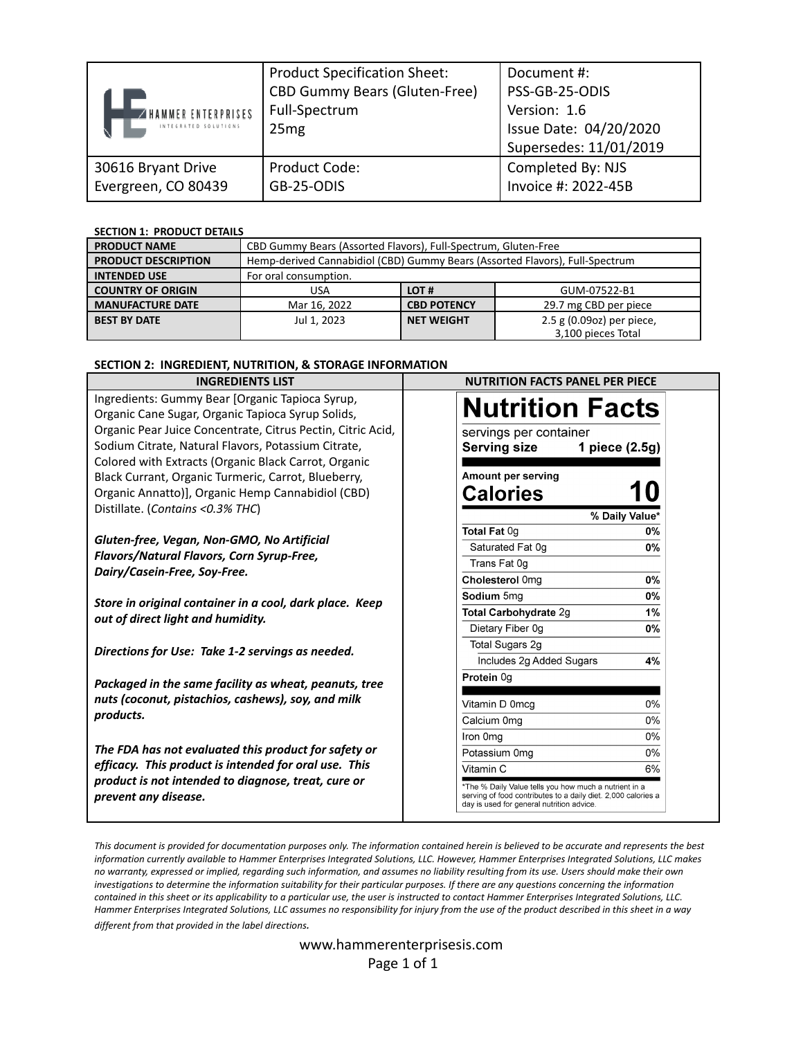| | | |
|---|---|---|
| HAMMER ENTERPRISES INTEGRATED SOLUTIONS | Product Specification Sheet: CBD Gummy Bears (Gluten-Free) Full-Spectrum 25mg | Document #: PSS-GB-25-ODIS Version: 1.6 Issue Date: 04/20/2020 Supersedes: 11/01/2019 |
| 30616 Bryant Drive Evergreen, CO 80439 | Product Code: GB-25-ODIS | Completed By: NJS Invoice #: 2022-45B |

**SECTION 1: PRODUCT DETAILS**

| | | | |
|---|---|---|---|
| **PRODUCT NAME** | CBD Gummy Bears (Assorted Flavors), Full-Spectrum, Gluten-Free | | |
| **PRODUCT DESCRIPTION** | Hemp-derived Cannabidiol (CBD) Gummy Bears (Assorted Flavors), Full-Spectrum | | |
| **INTENDED USE** | For oral consumption. | | |
| **COUNTRY OF ORIGIN** | USA | **LOT #** | GUM-07522-B1 |
| **MANUFACTURE DATE** | Mar 16, 2022 | **CBD POTENCY** | 29.7 mg CBD per piece |
| **BEST BY DATE** | Jul 1, 2023 | **NET WEIGHT** | 2.5 g (0.09oz) per piece, 3,100 pieces Total |

**SECTION 2: INGREDIENT, NUTRITION, & STORAGE INFORMATION**

**INGREDIENTS LIST**

Ingredients: Gummy Bear [Organic Tapioca Syrup, Organic Cane Sugar, Organic Tapioca Syrup Solids, Organic Pear Juice Concentrate, Citrus Pectin, Citric Acid, Sodium Citrate, Natural Flavors, Potassium Citrate, Colored with Extracts (Organic Black Carrot, Organic Black Currant, Organic Turmeric, Carrot, Blueberry, Organic Annatto)], Organic Hemp Cannabidiol (CBD) Distillate. (*Contains <0.3% THC*)

***Gluten-free, Vegan, Non-GMO, No Artificial Flavors/Natural Flavors, Corn Syrup-Free, Dairy/Casein-Free, Soy-Free.***

***Store in original container in a cool, dark place. Keep out of direct light and humidity.***

***Directions for Use: Take 1-2 servings as needed.***

***Packaged in the same facility as wheat, peanuts, tree nuts (coconut, pistachios, cashews), soy, and milk products.***

***The FDA has not evaluated this product for safety or efficacy. This product is intended for oral use. This product is not intended to diagnose, treat, cure or prevent any disease.***

**NUTRITION FACTS PANEL PER PIECE**

**Nutrition Facts**

servings per container

**Serving size 1 piece (2.5g)**

Amount per serving

**Calories 10**

| | % Daily Value* |
|---|---|
| **Total Fat** 0g | **0%** |
| Saturated Fat 0g | **0%** |
| Trans Fat 0g | |
| **Cholesterol** 0mg | **0%** |
| **Sodium** 5mg | **0%** |
| **Total Carbohydrate** 2g | **1%** |
| Dietary Fiber 0g | **0%** |
| Total Sugars 2g | |
| Includes 2g Added Sugars | **4%** |
| **Protein** 0g | |
| Vitamin D 0mcg | 0% |
| Calcium 0mg | 0% |
| Iron 0mg | 0% |
| Potassium 0mg | 0% |
| Vitamin C | 6% |

*The % Daily Value tells you how much a nutrient in a serving of food contributes to a daily diet. 2,000 calories a day is used for general nutrition advice.

*This document is provided for documentation purposes only. The information contained herein is believed to be accurate and represents the best information currently available to Hammer Enterprises Integrated Solutions, LLC. However, Hammer Enterprises Integrated Solutions, LLC makes no warranty, expressed or implied, regarding such information, and assumes no liability resulting from its use. Users should make their own investigations to determine the information suitability for their particular purposes. If there are any questions concerning the information contained in this sheet or its applicability to a particular use, the user is instructed to contact Hammer Enterprises Integrated Solutions, LLC. Hammer Enterprises Integrated Solutions, LLC assumes no responsibility for injury from the use of the product described in this sheet in a way different from that provided in the label directions.*

www.hammerenterprisesis.com